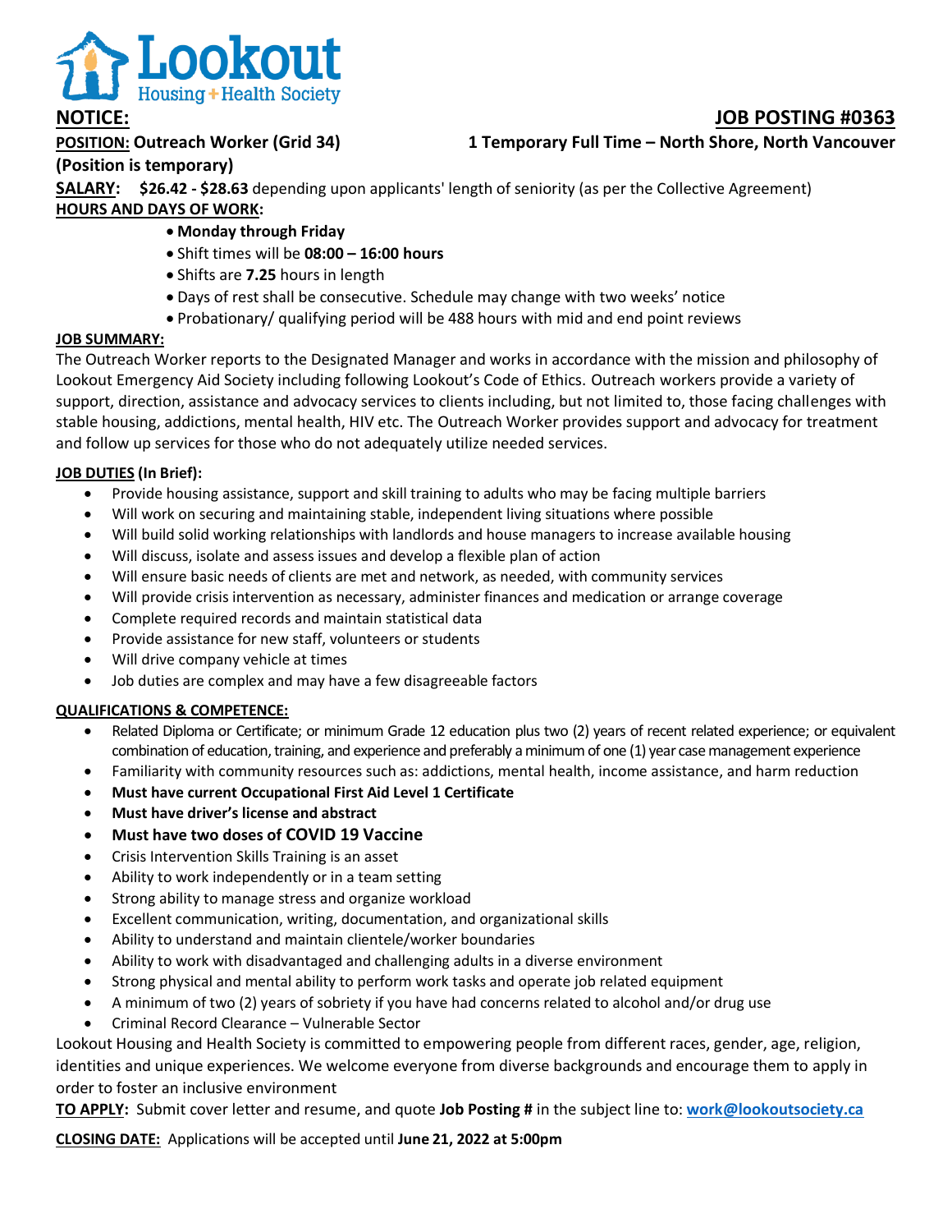Lookout Housing + Health Society

**NOTICE:** **JOB POSTING #0363**

**POSITION: Outreach Worker (Grid 34)** **1 Temporary Full Time – North Shore, North Vancouver**

**(Position is temporary)**

**SALARY: $26.42 - $28.63** depending upon applicants' length of seniority (as per the Collective Agreement)

**HOURS AND DAYS OF WORK:**

- **Monday through Friday**
- Shift times will be **08:00 – 16:00 hours**
- Shifts are **7.25** hours in length
- Days of rest shall be consecutive. Schedule may change with two weeks' notice
- Probationary/ qualifying period will be 488 hours with mid and end point reviews

**JOB SUMMARY:**

The Outreach Worker reports to the Designated Manager and works in accordance with the mission and philosophy of Lookout Emergency Aid Society including following Lookout's Code of Ethics. Outreach workers provide a variety of support, direction, assistance and advocacy services to clients including, but not limited to, those facing challenges with stable housing, addictions, mental health, HIV etc. The Outreach Worker provides support and advocacy for treatment and follow up services for those who do not adequately utilize needed services.

**JOB DUTIES (In Brief):**

- Provide housing assistance, support and skill training to adults who may be facing multiple barriers
- Will work on securing and maintaining stable, independent living situations where possible
- Will build solid working relationships with landlords and house managers to increase available housing
- Will discuss, isolate and assess issues and develop a flexible plan of action
- Will ensure basic needs of clients are met and network, as needed, with community services
- Will provide crisis intervention as necessary, administer finances and medication or arrange coverage
- Complete required records and maintain statistical data
- Provide assistance for new staff, volunteers or students
- Will drive company vehicle at times
- Job duties are complex and may have a few disagreeable factors

**QUALIFICATIONS & COMPETENCE:**

- Related Diploma or Certificate; or minimum Grade 12 education plus two (2) years of recent related experience; or equivalent combination of education, training, and experience and preferably a minimum of one (1) year case management experience
- Familiarity with community resources such as: addictions, mental health, income assistance, and harm reduction
- **Must have current Occupational First Aid Level 1 Certificate**
- **Must have driver's license and abstract**
- **Must have two doses of COVID 19 Vaccine**
- Crisis Intervention Skills Training is an asset
- Ability to work independently or in a team setting
- Strong ability to manage stress and organize workload
- Excellent communication, writing, documentation, and organizational skills
- Ability to understand and maintain clientele/worker boundaries
- Ability to work with disadvantaged and challenging adults in a diverse environment
- Strong physical and mental ability to perform work tasks and operate job related equipment
- A minimum of two (2) years of sobriety if you have had concerns related to alcohol and/or drug use
- Criminal Record Clearance – Vulnerable Sector

Lookout Housing and Health Society is committed to empowering people from different races, gender, age, religion, identities and unique experiences. We welcome everyone from diverse backgrounds and encourage them to apply in order to foster an inclusive environment

**TO APPLY:** Submit cover letter and resume, and quote **Job Posting #** in the subject line to: **work@lookoutsociety.ca**

**CLOSING DATE:** Applications will be accepted until **June 21, 2022 at 5:00pm**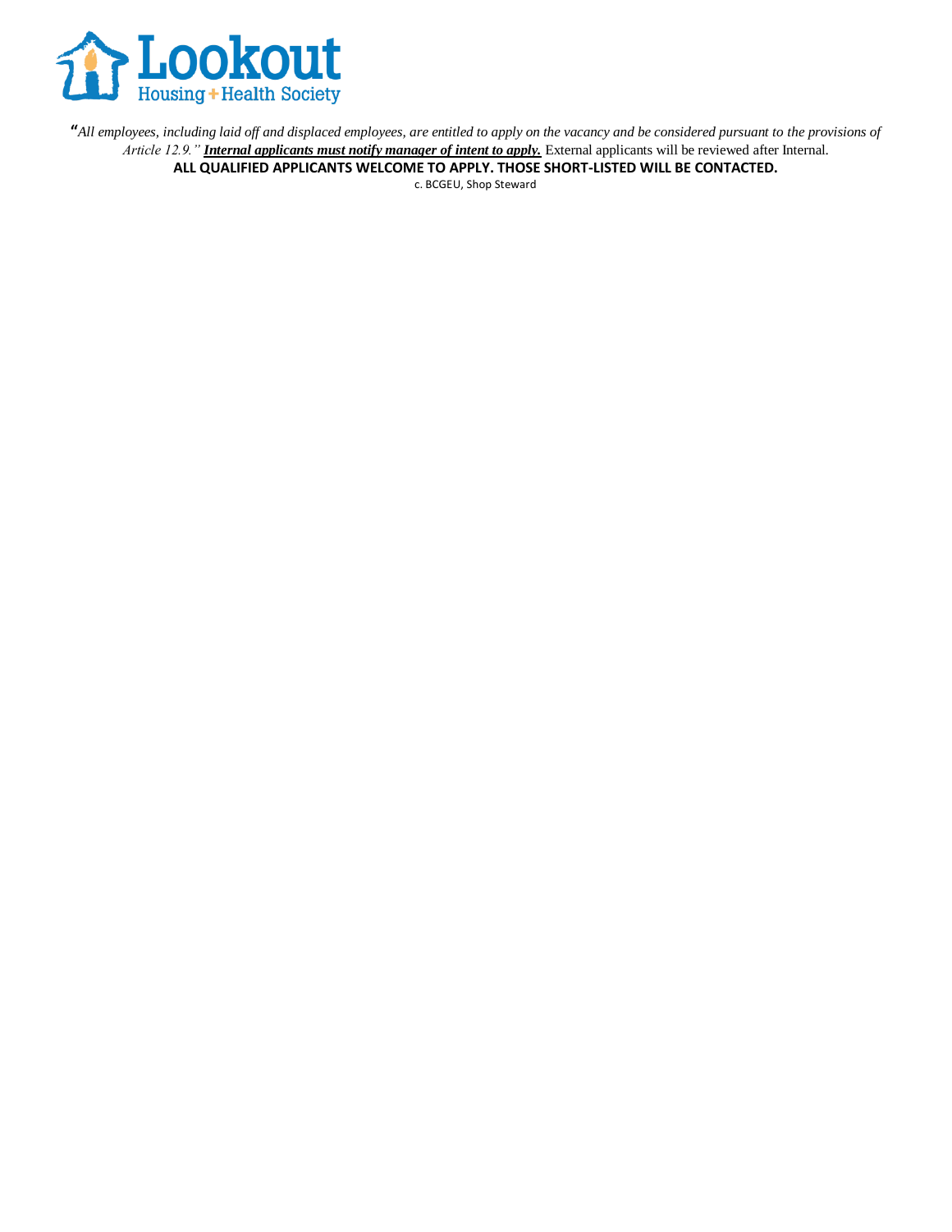*"All employees, including laid off and displaced employees, are entitled to apply on the vacancy and be considered pursuant to the provisions of Article 12.9."* ***Internal applicants must notify manager of intent to apply.*** External applicants will be reviewed after Internal.

**ALL QUALIFIED APPLICANTS WELCOME TO APPLY. THOSE SHORT-LISTED WILL BE CONTACTED.**

c. BCGEU, Shop Steward